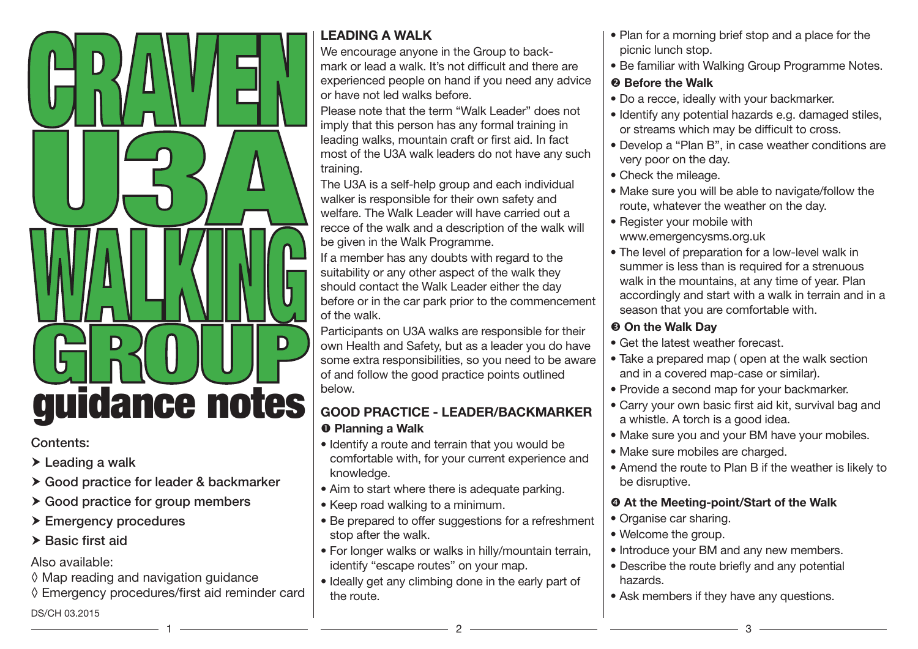# CRAVEN U3A WALKING GROUP

## guidance notes

Contents:

- ➤ Leading a walk
- ➤ Good practice for leader & backmarker
- ➤ Good practice for group members
- ➤ Emergency procedures
- ➤ Basic first aid

Also available:

- ◊ Map reading and navigation guidance
- ◊ Emergency procedures/first aid reminder card

DS/CH 03.2015

## LEADING A WALK

We encourage anyone in the Group to back-mark or lead a walk. It's not difficult and there are experienced people on hand if you need any advice or have not led walks before.

Please note that the term "Walk Leader" does not imply that this person has any formal training in leading walks, mountain craft or first aid. In fact most of the U3A walk leaders do not have any such training.

The U3A is a self-help group and each individual walker is responsible for their own safety and welfare. The Walk Leader will have carried out a recce of the walk and a description of the walk will be given in the Walk Programme.

If a member has any doubts with regard to the suitability or any other aspect of the walk they should contact the Walk Leader either the day before or in the car park prior to the commencement of the walk.

Participants on U3A walks are responsible for their own Health and Safety, but as a leader you do have some extra responsibilities, so you need to be aware of and follow the good practice points outlined below.

## GOOD PRACTICE - LEADER/BACKMARKER

### ❶ Planning a Walk

- Identify a route and terrain that you would be comfortable with, for your current experience and knowledge.
- Aim to start where there is adequate parking.
- Keep road walking to a minimum.
- Be prepared to offer suggestions for a refreshment stop after the walk.
- For longer walks or walks in hilly/mountain terrain, identify "escape routes" on your map.
- Ideally get any climbing done in the early part of the route.
- Plan for a morning brief stop and a place for the picnic lunch stop.
- Be familiar with Walking Group Programme Notes.

### ❷ Before the Walk

- Do a recce, ideally with your backmarker.
- Identify any potential hazards e.g. damaged stiles, or streams which may be difficult to cross.
- Develop a "Plan B", in case weather conditions are very poor on the day.
- Check the mileage.
- Make sure you will be able to navigate/follow the route, whatever the weather on the day.
- Register your mobile with www.emergencysms.org.uk
- The level of preparation for a low-level walk in summer is less than is required for a strenuous walk in the mountains, at any time of year. Plan accordingly and start with a walk in terrain and in a season that you are comfortable with.

### ❸ On the Walk Day

- Get the latest weather forecast.
- Take a prepared map ( open at the walk section and in a covered map-case or similar).
- Provide a second map for your backmarker.
- Carry your own basic first aid kit, survival bag and a whistle. A torch is a good idea.
- Make sure you and your BM have your mobiles.
- Make sure mobiles are charged.
- Amend the route to Plan B if the weather is likely to be disruptive.

### ❹ At the Meeting-point/Start of the Walk

- Organise car sharing.
- Welcome the group.
- Introduce your BM and any new members.
- Describe the route briefly and any potential hazards.
- Ask members if they have any questions.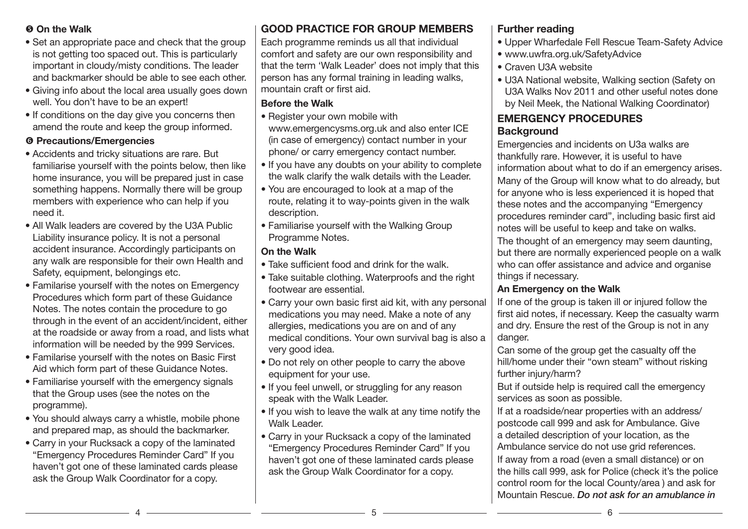### ❺ On the Walk

- Set an appropriate pace and check that the group is not getting too spaced out. This is particularly important in cloudy/misty conditions. The leader and backmarker should be able to see each other.
- Giving info about the local area usually goes down well. You don't have to be an expert!
- If conditions on the day give you concerns then amend the route and keep the group informed.

### ❻ Precautions/Emergencies

- Accidents and tricky situations are rare. But familiarise yourself with the points below, then like home insurance, you will be prepared just in case something happens. Normally there will be group members with experience who can help if you need it.
- All Walk leaders are covered by the U3A Public Liability insurance policy. It is not a personal accident insurance. Accordingly participants on any walk are responsible for their own Health and Safety, equipment, belongings etc.
- Familarise yourself with the notes on Emergency Procedures which form part of these Guidance Notes. The notes contain the procedure to go through in the event of an accident/incident, either at the roadside or away from a road, and lists what information will be needed by the 999 Services.
- Familarise yourself with the notes on Basic First Aid which form part of these Guidance Notes.
- Familiarise yourself with the emergency signals that the Group uses (see the notes on the programme).
- You should always carry a whistle, mobile phone and prepared map, as should the backmarker.
- Carry in your Rucksack a copy of the laminated "Emergency Procedures Reminder Card" If you haven't got one of these laminated cards please ask the Group Walk Coordinator for a copy.

## GOOD PRACTICE FOR GROUP MEMBERS

Each programme reminds us all that individual comfort and safety are our own responsibility and that the term 'Walk Leader' does not imply that this person has any formal training in leading walks, mountain craft or first aid.

### Before the Walk

- Register your own mobile with www.emergencysms.org.uk and also enter ICE (in case of emergency) contact number in your phone/ or carry emergency contact number.
- If you have any doubts on your ability to complete the walk clarify the walk details with the Leader.
- You are encouraged to look at a map of the route, relating it to way-points given in the walk description.
- Familiarise yourself with the Walking Group Programme Notes.

### On the Walk

- Take sufficient food and drink for the walk.
- Take suitable clothing. Waterproofs and the right footwear are essential.
- Carry your own basic first aid kit, with any personal medications you may need. Make a note of any allergies, medications you are on and of any medical conditions. Your own survival bag is also a very good idea.
- Do not rely on other people to carry the above equipment for your use.
- If you feel unwell, or struggling for any reason speak with the Walk Leader.
- If you wish to leave the walk at any time notify the Walk Leader.
- Carry in your Rucksack a copy of the laminated "Emergency Procedures Reminder Card" If you haven't got one of these laminated cards please ask the Group Walk Coordinator for a copy.

### Further reading

- Upper Wharfedale Fell Rescue Team-Safety Advice
- www.uwfra.org.uk/SafetyAdvice
- Craven U3A website
- U3A National website, Walking section (Safety on U3A Walks Nov 2011 and other useful notes done by Neil Meek, the National Walking Coordinator)

## EMERGENCY PROCEDURES

### Background

Emergencies and incidents on U3a walks are thankfully rare. However, it is useful to have information about what to do if an emergency arises. Many of the Group will know what to do already, but for anyone who is less experienced it is hoped that these notes and the accompanying "Emergency procedures reminder card", including basic first aid notes will be useful to keep and take on walks.

The thought of an emergency may seem daunting, but there are normally experienced people on a walk who can offer assistance and advice and organise things if necessary.

### An Emergency on the Walk

If one of the group is taken ill or injured follow the first aid notes, if necessary. Keep the casualty warm and dry. Ensure the rest of the Group is not in any danger.

Can some of the group get the casualty off the hill/home under their "own steam" without risking further injury/harm?

But if outside help is required call the emergency services as soon as possible.

If at a roadside/near properties with an address/ postcode call 999 and ask for Ambulance. Give a detailed description of your location, as the Ambulance service do not use grid references.

If away from a road (even a small distance) or on the hills call 999, ask for Police (check it's the police control room for the local County/area ) and ask for Mountain Rescue. ***Do not ask for an amublance in***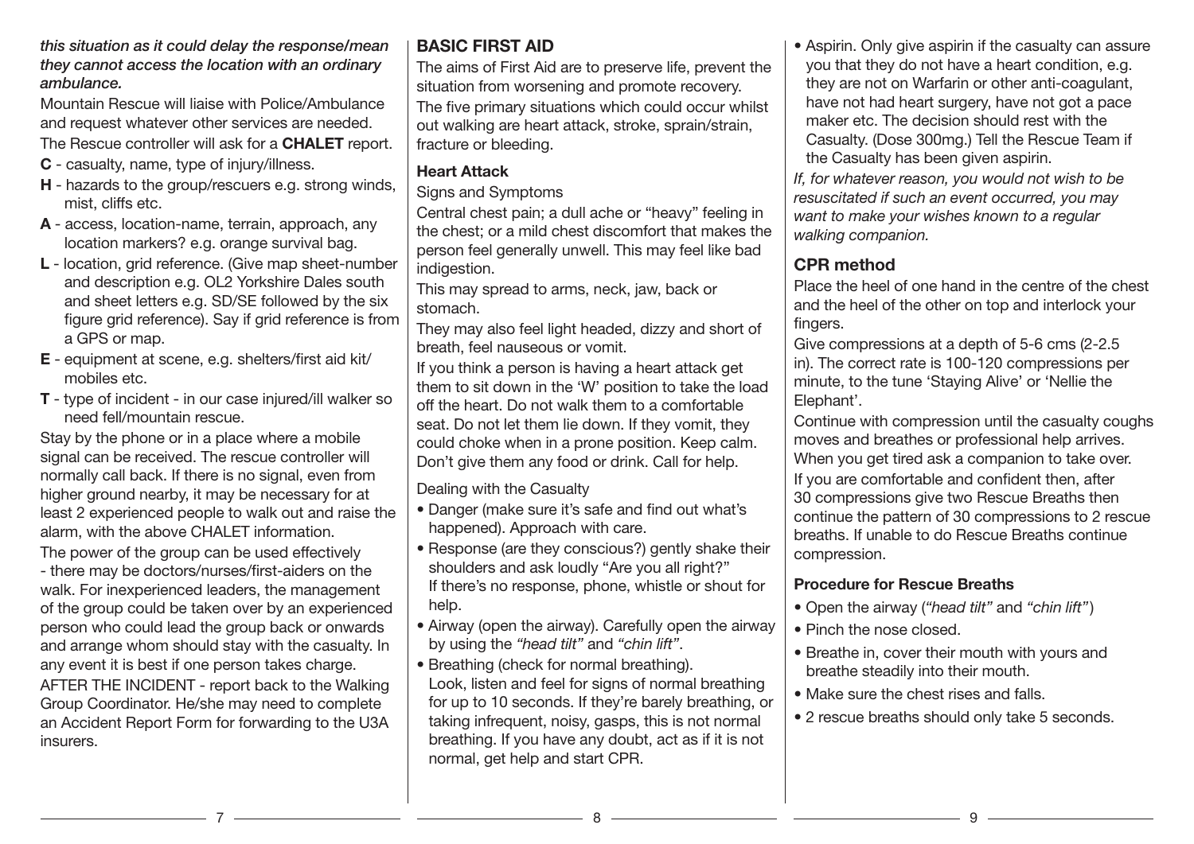*this situation as it could delay the response/mean they cannot access the location with an ordinary ambulance.*

Mountain Rescue will liaise with Police/Ambulance and request whatever other services are needed.

The Rescue controller will ask for a **CHALET** report.

**C** - casualty, name, type of injury/illness.

**H** - hazards to the group/rescuers e.g. strong winds, mist, cliffs etc.

**A** - access, location-name, terrain, approach, any location markers? e.g. orange survival bag.

**L** - location, grid reference. (Give map sheet-number and description e.g. OL2 Yorkshire Dales south and sheet letters e.g. SD/SE followed by the six figure grid reference). Say if grid reference is from a GPS or map.

**E** - equipment at scene, e.g. shelters/first aid kit/ mobiles etc.

**T** - type of incident - in our case injured/ill walker so need fell/mountain rescue.

Stay by the phone or in a place where a mobile signal can be received. The rescue controller will normally call back. If there is no signal, even from higher ground nearby, it may be necessary for at least 2 experienced people to walk out and raise the alarm, with the above CHALET information.

The power of the group can be used effectively - there may be doctors/nurses/first-aiders on the walk. For inexperienced leaders, the management of the group could be taken over by an experienced person who could lead the group back or onwards and arrange whom should stay with the casualty. In any event it is best if one person takes charge.

AFTER THE INCIDENT - report back to the Walking Group Coordinator. He/she may need to complete an Accident Report Form for forwarding to the U3A insurers.

## BASIC FIRST AID

The aims of First Aid are to preserve life, prevent the situation from worsening and promote recovery.

The five primary situations which could occur whilst out walking are heart attack, stroke, sprain/strain, fracture or bleeding.

### Heart Attack

Signs and Symptoms

Central chest pain; a dull ache or "heavy" feeling in the chest; or a mild chest discomfort that makes the person feel generally unwell. This may feel like bad indigestion.

This may spread to arms, neck, jaw, back or stomach.

They may also feel light headed, dizzy and short of breath, feel nauseous or vomit.

If you think a person is having a heart attack get them to sit down in the 'W' position to take the load off the heart. Do not walk them to a comfortable seat. Do not let them lie down. If they vomit, they could choke when in a prone position. Keep calm. Don't give them any food or drink. Call for help.

Dealing with the Casualty

- Danger (make sure it's safe and find out what's happened). Approach with care.
- Response (are they conscious?) gently shake their shoulders and ask loudly "Are you all right?" If there's no response, phone, whistle or shout for help.
- Airway (open the airway). Carefully open the airway by using the *"head tilt"* and *"chin lift"*.
- Breathing (check for normal breathing). Look, listen and feel for signs of normal breathing for up to 10 seconds. If they're barely breathing, or taking infrequent, noisy, gasps, this is not normal breathing. If you have any doubt, act as if it is not normal, get help and start CPR.
- Aspirin. Only give aspirin if the casualty can assure you that they do not have a heart condition, e.g. they are not on Warfarin or other anti-coagulant, have not had heart surgery, have not got a pace maker etc. The decision should rest with the Casualty. (Dose 300mg.) Tell the Rescue Team if the Casualty has been given aspirin.

*If, for whatever reason, you would not wish to be resuscitated if such an event occurred, you may want to make your wishes known to a regular walking companion.*

## CPR method

Place the heel of one hand in the centre of the chest and the heel of the other on top and interlock your fingers.

Give compressions at a depth of 5-6 cms (2-2.5 in). The correct rate is 100-120 compressions per minute, to the tune 'Staying Alive' or 'Nellie the Elephant'.

Continue with compression until the casualty coughs moves and breathes or professional help arrives. When you get tired ask a companion to take over.

If you are comfortable and confident then, after 30 compressions give two Rescue Breaths then continue the pattern of 30 compressions to 2 rescue breaths. If unable to do Rescue Breaths continue compression.

### Procedure for Rescue Breaths

- Open the airway (*"head tilt"* and *"chin lift"*)
- Pinch the nose closed.
- Breathe in, cover their mouth with yours and breathe steadily into their mouth.
- Make sure the chest rises and falls.
- 2 rescue breaths should only take 5 seconds.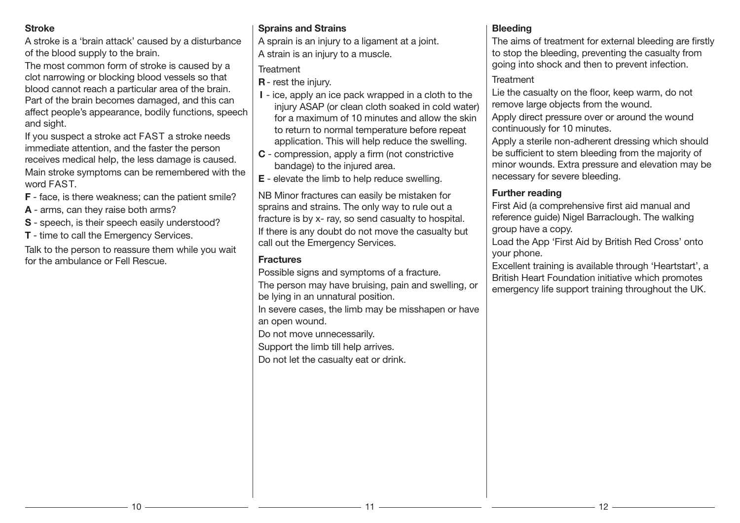**Stroke**

A stroke is a 'brain attack' caused by a disturbance of the blood supply to the brain.

The most common form of stroke is caused by a clot narrowing or blocking blood vessels so that blood cannot reach a particular area of the brain. Part of the brain becomes damaged, and this can affect people's appearance, bodily functions, speech and sight.

If you suspect a stroke act FAST a stroke needs immediate attention, and the faster the person receives medical help, the less damage is caused.

Main stroke symptoms can be remembered with the word FAST.

**F** - face, is there weakness; can the patient smile?

**A** - arms, can they raise both arms?

**S** - speech, is their speech easily understood?

**T** - time to call the Emergency Services.

Talk to the person to reassure them while you wait for the ambulance or Fell Rescue.

**Sprains and Strains**

A sprain is an injury to a ligament at a joint.

A strain is an injury to a muscle.

Treatment

**R** - rest the injury.

**I** - ice, apply an ice pack wrapped in a cloth to the injury ASAP (or clean cloth soaked in cold water) for a maximum of 10 minutes and allow the skin to return to normal temperature before repeat application. This will help reduce the swelling.

**C** - compression, apply a firm (not constrictive bandage) to the injured area.

**E** - elevate the limb to help reduce swelling.

NB Minor fractures can easily be mistaken for sprains and strains. The only way to rule out a fracture is by x- ray, so send casualty to hospital. If there is any doubt do not move the casualty but call out the Emergency Services.

**Fractures**

Possible signs and symptoms of a fracture.

The person may have bruising, pain and swelling, or be lying in an unnatural position.

In severe cases, the limb may be misshapen or have an open wound.

Do not move unnecessarily.

Support the limb till help arrives.

Do not let the casualty eat or drink.

**Bleeding**

The aims of treatment for external bleeding are firstly to stop the bleeding, preventing the casualty from going into shock and then to prevent infection.

Treatment

Lie the casualty on the floor, keep warm, do not remove large objects from the wound.

Apply direct pressure over or around the wound continuously for 10 minutes.

Apply a sterile non-adherent dressing which should be sufficient to stem bleeding from the majority of minor wounds. Extra pressure and elevation may be necessary for severe bleeding.

**Further reading**

First Aid (a comprehensive first aid manual and reference guide) Nigel Barraclough. The walking group have a copy.

Load the App 'First Aid by British Red Cross' onto your phone.

Excellent training is available through 'Heartstart', a British Heart Foundation initiative which promotes emergency life support training throughout the UK.